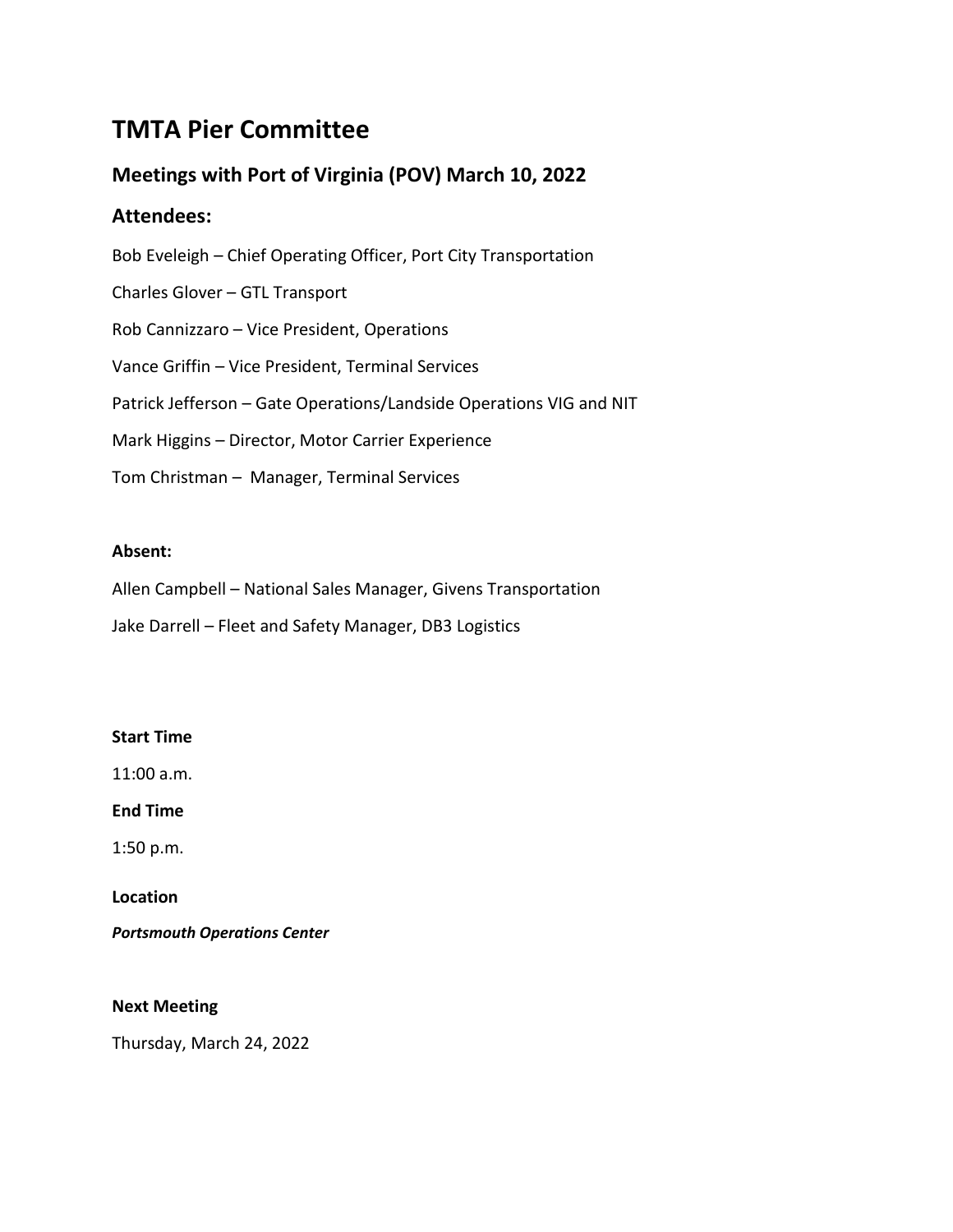# TMTA Pier Committee

## Meetings with Port of Virginia (POV) March 10, 2022

## Attendees:

Bob Eveleigh – Chief Operating Officer, Port City Transportation

Charles Glover – GTL Transport

Rob Cannizzaro – Vice President, Operations

Vance Griffin – Vice President, Terminal Services

Patrick Jefferson – Gate Operations/Landside Operations VIG and NIT

Mark Higgins – Director, Motor Carrier Experience

Tom Christman – Manager, Terminal Services

**Absent:**

Allen Campbell – National Sales Manager, Givens Transportation

Jake Darrell – Fleet and Safety Manager, DB3 Logistics

**Start Time**

11:00 a.m.

**End Time**

1:50 p.m.

**Location**

***Portsmouth Operations Center***

**Next Meeting**

Thursday, March 24, 2022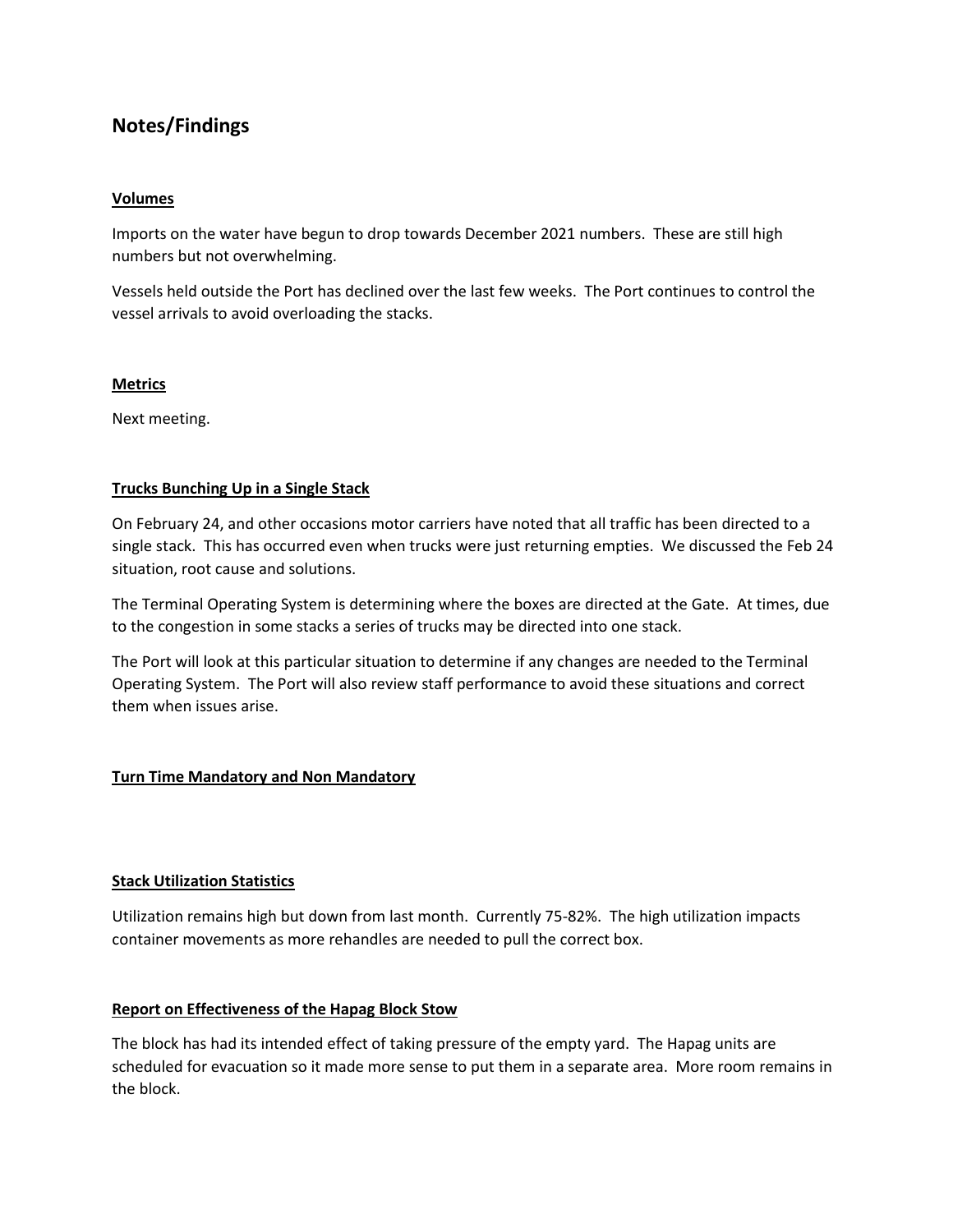# Notes/Findings

**Volumes**

Imports on the water have begun to drop towards December 2021 numbers. These are still high numbers but not overwhelming.

Vessels held outside the Port has declined over the last few weeks. The Port continues to control the vessel arrivals to avoid overloading the stacks.

**Metrics**

Next meeting.

**Trucks Bunching Up in a Single Stack**

On February 24, and other occasions motor carriers have noted that all traffic has been directed to a single stack. This has occurred even when trucks were just returning empties. We discussed the Feb 24 situation, root cause and solutions.

The Terminal Operating System is determining where the boxes are directed at the Gate. At times, due to the congestion in some stacks a series of trucks may be directed into one stack.

The Port will look at this particular situation to determine if any changes are needed to the Terminal Operating System. The Port will also review staff performance to avoid these situations and correct them when issues arise.

**Turn Time Mandatory and Non Mandatory**

**Stack Utilization Statistics**

Utilization remains high but down from last month. Currently 75-82%. The high utilization impacts container movements as more rehandles are needed to pull the correct box.

**Report on Effectiveness of the Hapag Block Stow**

The block has had its intended effect of taking pressure of the empty yard. The Hapag units are scheduled for evacuation so it made more sense to put them in a separate area. More room remains in the block.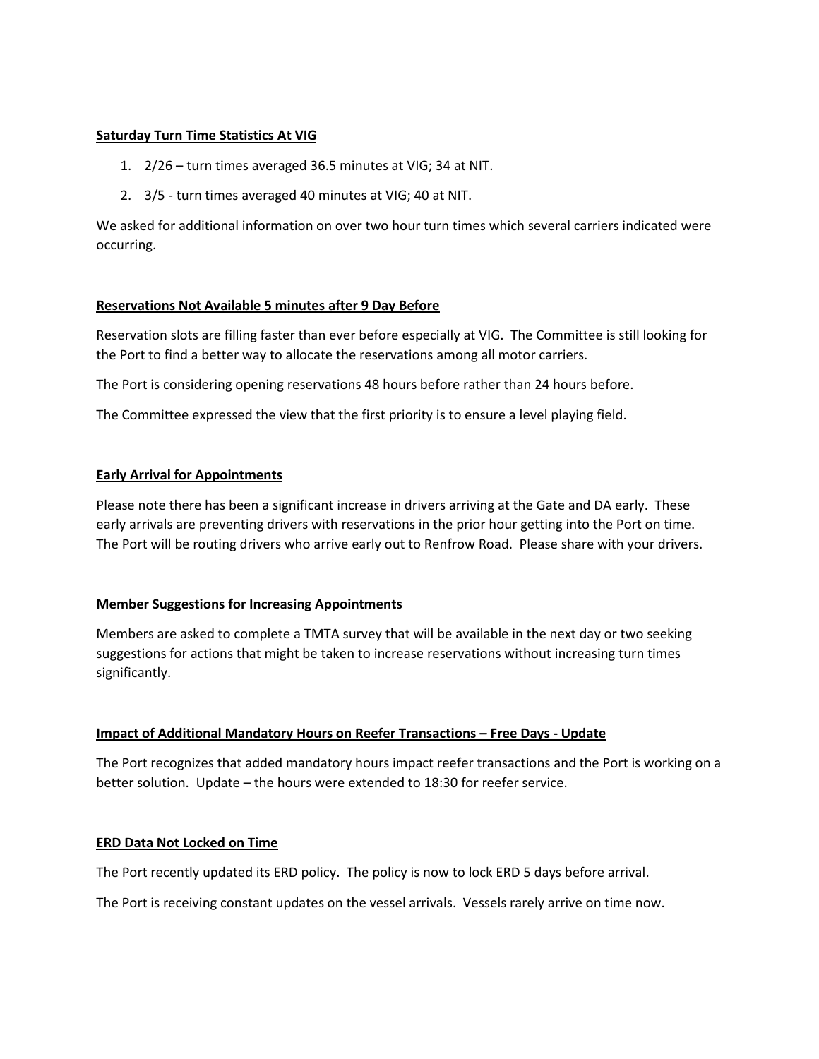**Saturday Turn Time Statistics At VIG**

1. 2/26 – turn times averaged 36.5 minutes at VIG; 34 at NIT.
2. 3/5 - turn times averaged 40 minutes at VIG; 40 at NIT.

We asked for additional information on over two hour turn times which several carriers indicated were occurring.

**Reservations Not Available 5 minutes after 9 Day Before**

Reservation slots are filling faster than ever before especially at VIG. The Committee is still looking for the Port to find a better way to allocate the reservations among all motor carriers.

The Port is considering opening reservations 48 hours before rather than 24 hours before.

The Committee expressed the view that the first priority is to ensure a level playing field.

**Early Arrival for Appointments**

Please note there has been a significant increase in drivers arriving at the Gate and DA early. These early arrivals are preventing drivers with reservations in the prior hour getting into the Port on time. The Port will be routing drivers who arrive early out to Renfrow Road. Please share with your drivers.

**Member Suggestions for Increasing Appointments**

Members are asked to complete a TMTA survey that will be available in the next day or two seeking suggestions for actions that might be taken to increase reservations without increasing turn times significantly.

**Impact of Additional Mandatory Hours on Reefer Transactions – Free Days - Update**

The Port recognizes that added mandatory hours impact reefer transactions and the Port is working on a better solution. Update – the hours were extended to 18:30 for reefer service.

**ERD Data Not Locked on Time**

The Port recently updated its ERD policy. The policy is now to lock ERD 5 days before arrival.

The Port is receiving constant updates on the vessel arrivals. Vessels rarely arrive on time now.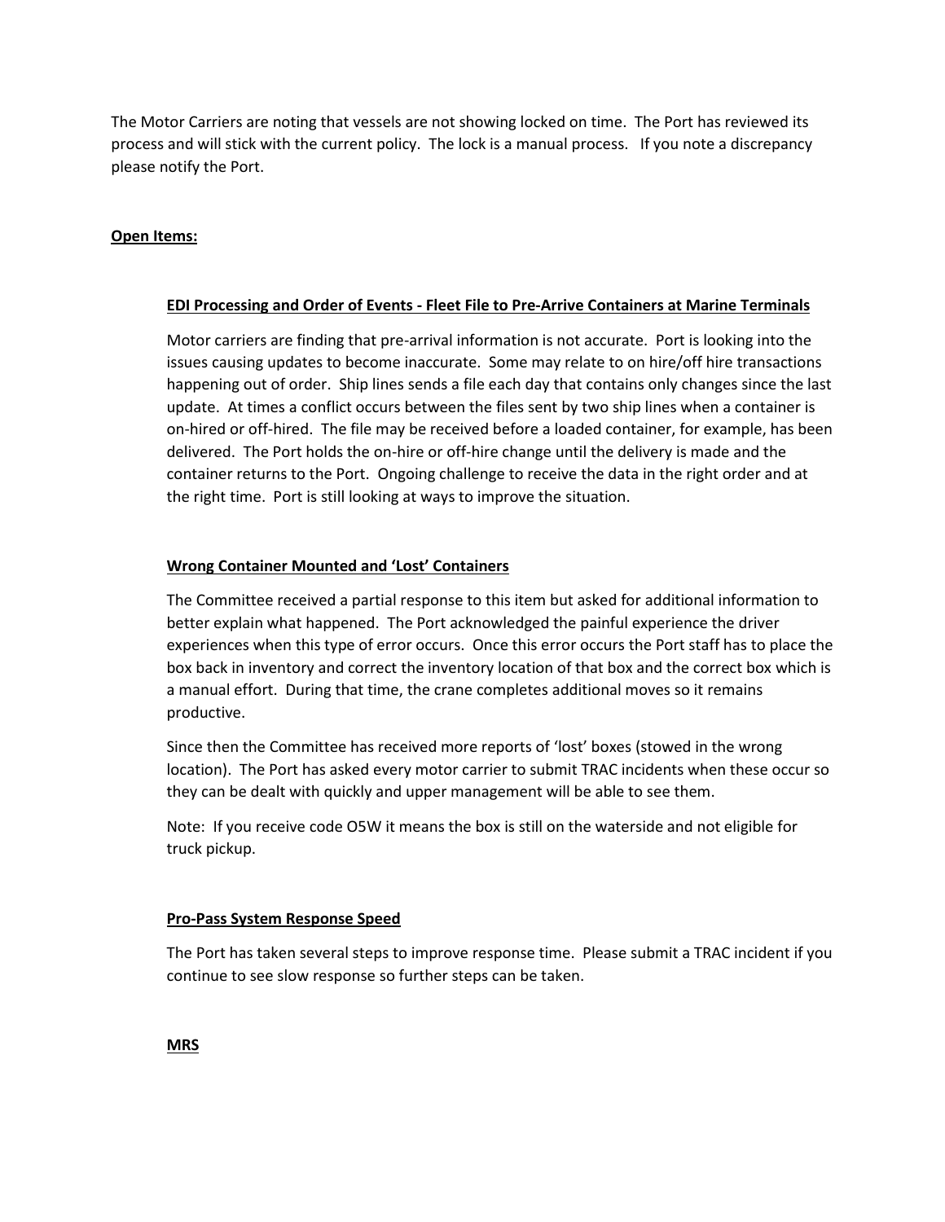The Motor Carriers are noting that vessels are not showing locked on time. The Port has reviewed its process and will stick with the current policy. The lock is a manual process. If you note a discrepancy please notify the Port.

**Open Items:**

**EDI Processing and Order of Events - Fleet File to Pre-Arrive Containers at Marine Terminals**

Motor carriers are finding that pre-arrival information is not accurate. Port is looking into the issues causing updates to become inaccurate. Some may relate to on hire/off hire transactions happening out of order. Ship lines sends a file each day that contains only changes since the last update. At times a conflict occurs between the files sent by two ship lines when a container is on-hired or off-hired. The file may be received before a loaded container, for example, has been delivered. The Port holds the on-hire or off-hire change until the delivery is made and the container returns to the Port. Ongoing challenge to receive the data in the right order and at the right time. Port is still looking at ways to improve the situation.

**Wrong Container Mounted and 'Lost' Containers**

The Committee received a partial response to this item but asked for additional information to better explain what happened. The Port acknowledged the painful experience the driver experiences when this type of error occurs. Once this error occurs the Port staff has to place the box back in inventory and correct the inventory location of that box and the correct box which is a manual effort. During that time, the crane completes additional moves so it remains productive.

Since then the Committee has received more reports of 'lost' boxes (stowed in the wrong location). The Port has asked every motor carrier to submit TRAC incidents when these occur so they can be dealt with quickly and upper management will be able to see them.

Note: If you receive code O5W it means the box is still on the waterside and not eligible for truck pickup.

**Pro-Pass System Response Speed**

The Port has taken several steps to improve response time. Please submit a TRAC incident if you continue to see slow response so further steps can be taken.

**MRS**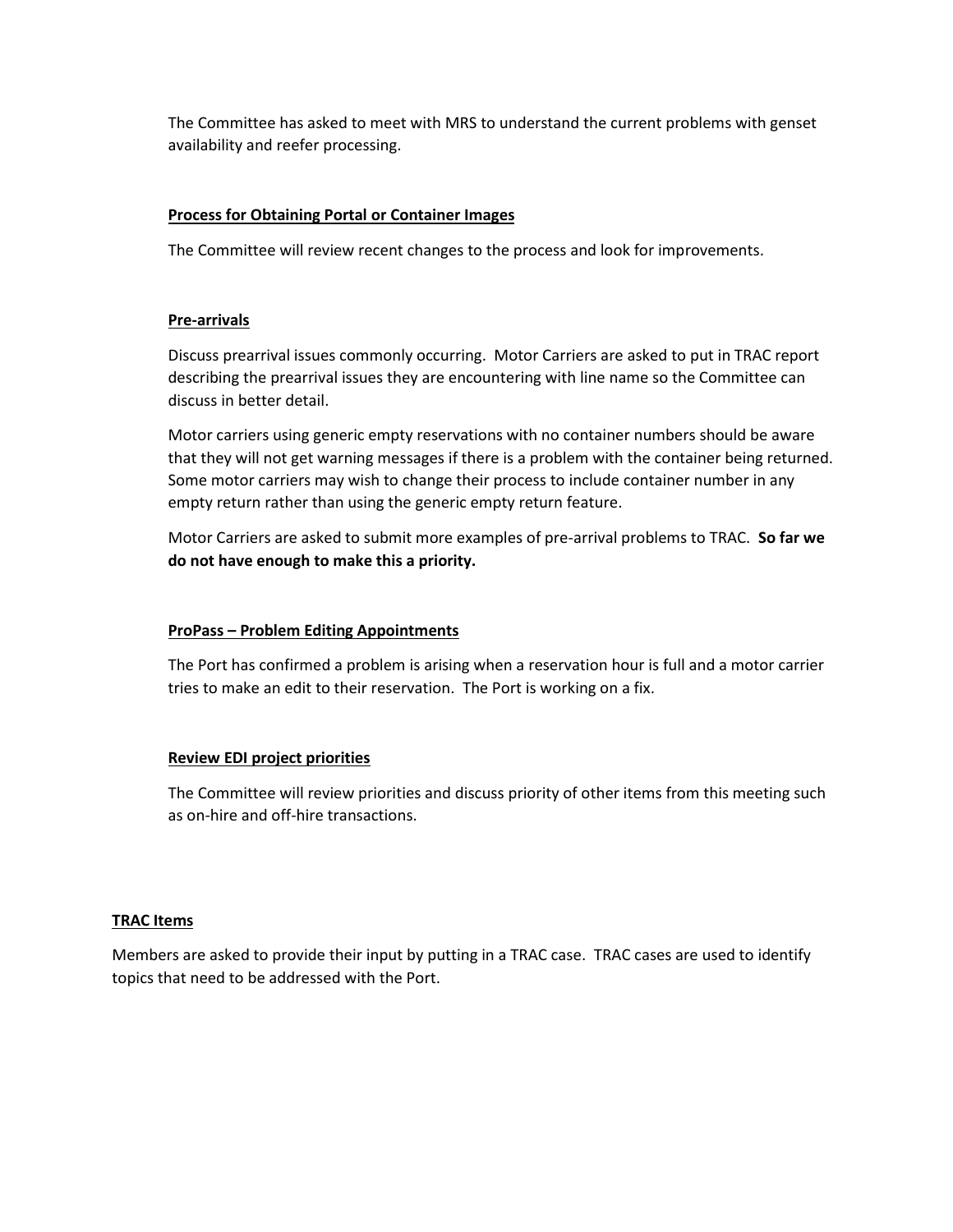The Committee has asked to meet with MRS to understand the current problems with genset availability and reefer processing.

### Process for Obtaining Portal or Container Images

The Committee will review recent changes to the process and look for improvements.

### Pre-arrivals

Discuss prearrival issues commonly occurring. Motor Carriers are asked to put in TRAC report describing the prearrival issues they are encountering with line name so the Committee can discuss in better detail.

Motor carriers using generic empty reservations with no container numbers should be aware that they will not get warning messages if there is a problem with the container being returned. Some motor carriers may wish to change their process to include container number in any empty return rather than using the generic empty return feature.

Motor Carriers are asked to submit more examples of pre-arrival problems to TRAC. **So far we do not have enough to make this a priority.**

### ProPass – Problem Editing Appointments

The Port has confirmed a problem is arising when a reservation hour is full and a motor carrier tries to make an edit to their reservation. The Port is working on a fix.

### Review EDI project priorities

The Committee will review priorities and discuss priority of other items from this meeting such as on-hire and off-hire transactions.

## TRAC Items

Members are asked to provide their input by putting in a TRAC case. TRAC cases are used to identify topics that need to be addressed with the Port.